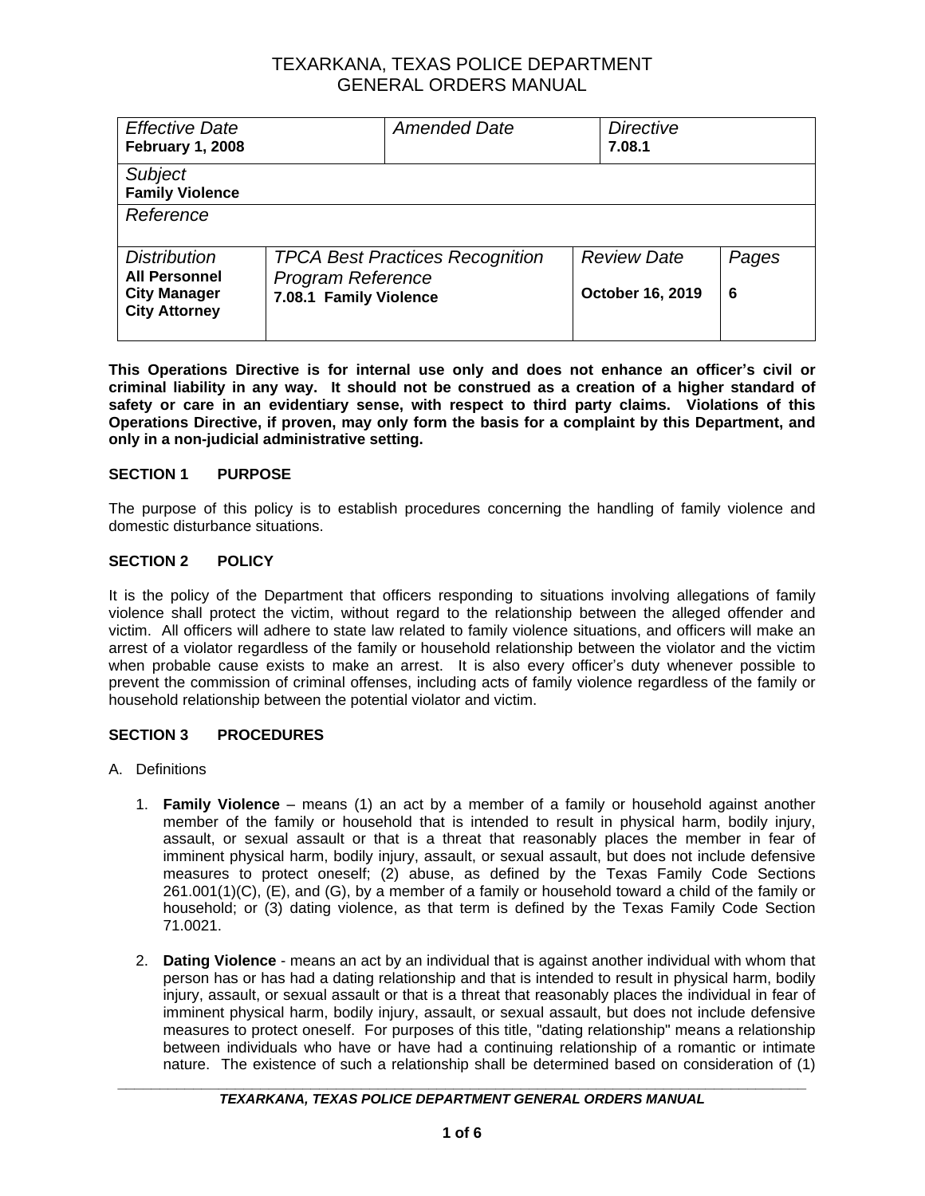# TEXARKANA, TEXAS POLICE DEPARTMENT
# GENERAL ORDERS MANUAL

| *Effective Date* **February 1, 2008** | *Amended Date* | *Directive* **7.08.1** | |
|---|---|---|---|
| *Subject* **Family Violence** | | | |
| *Reference* | | | |
| *Distribution* **All Personnel City Manager City Attorney** | *TPCA Best Practices Recognition Program Reference* **7.08.1 Family Violence** | *Review Date* **October 16, 2019** | *Pages* **6** |

**This Operations Directive is for internal use only and does not enhance an officer's civil or criminal liability in any way. It should not be construed as a creation of a higher standard of safety or care in an evidentiary sense, with respect to third party claims. Violations of this Operations Directive, if proven, may only form the basis for a complaint by this Department, and only in a non-judicial administrative setting.**

## SECTION 1 PURPOSE

The purpose of this policy is to establish procedures concerning the handling of family violence and domestic disturbance situations.

## SECTION 2 POLICY

It is the policy of the Department that officers responding to situations involving allegations of family violence shall protect the victim, without regard to the relationship between the alleged offender and victim. All officers will adhere to state law related to family violence situations, and officers will make an arrest of a violator regardless of the family or household relationship between the violator and the victim when probable cause exists to make an arrest. It is also every officer's duty whenever possible to prevent the commission of criminal offenses, including acts of family violence regardless of the family or household relationship between the potential violator and victim.

## SECTION 3 PROCEDURES

A. Definitions

1. **Family Violence** – means (1) an act by a member of a family or household against another member of the family or household that is intended to result in physical harm, bodily injury, assault, or sexual assault or that is a threat that reasonably places the member in fear of imminent physical harm, bodily injury, assault, or sexual assault, but does not include defensive measures to protect oneself; (2) abuse, as defined by the Texas Family Code Sections 261.001(1)(C), (E), and (G), by a member of a family or household toward a child of the family or household; or (3) dating violence, as that term is defined by the Texas Family Code Section 71.0021.

2. **Dating Violence** - means an act by an individual that is against another individual with whom that person has or has had a dating relationship and that is intended to result in physical harm, bodily injury, assault, or sexual assault or that is a threat that reasonably places the individual in fear of imminent physical harm, bodily injury, assault, or sexual assault, but does not include defensive measures to protect oneself. For purposes of this title, "dating relationship" means a relationship between individuals who have or have had a continuing relationship of a romantic or intimate nature. The existence of such a relationship shall be determined based on consideration of (1)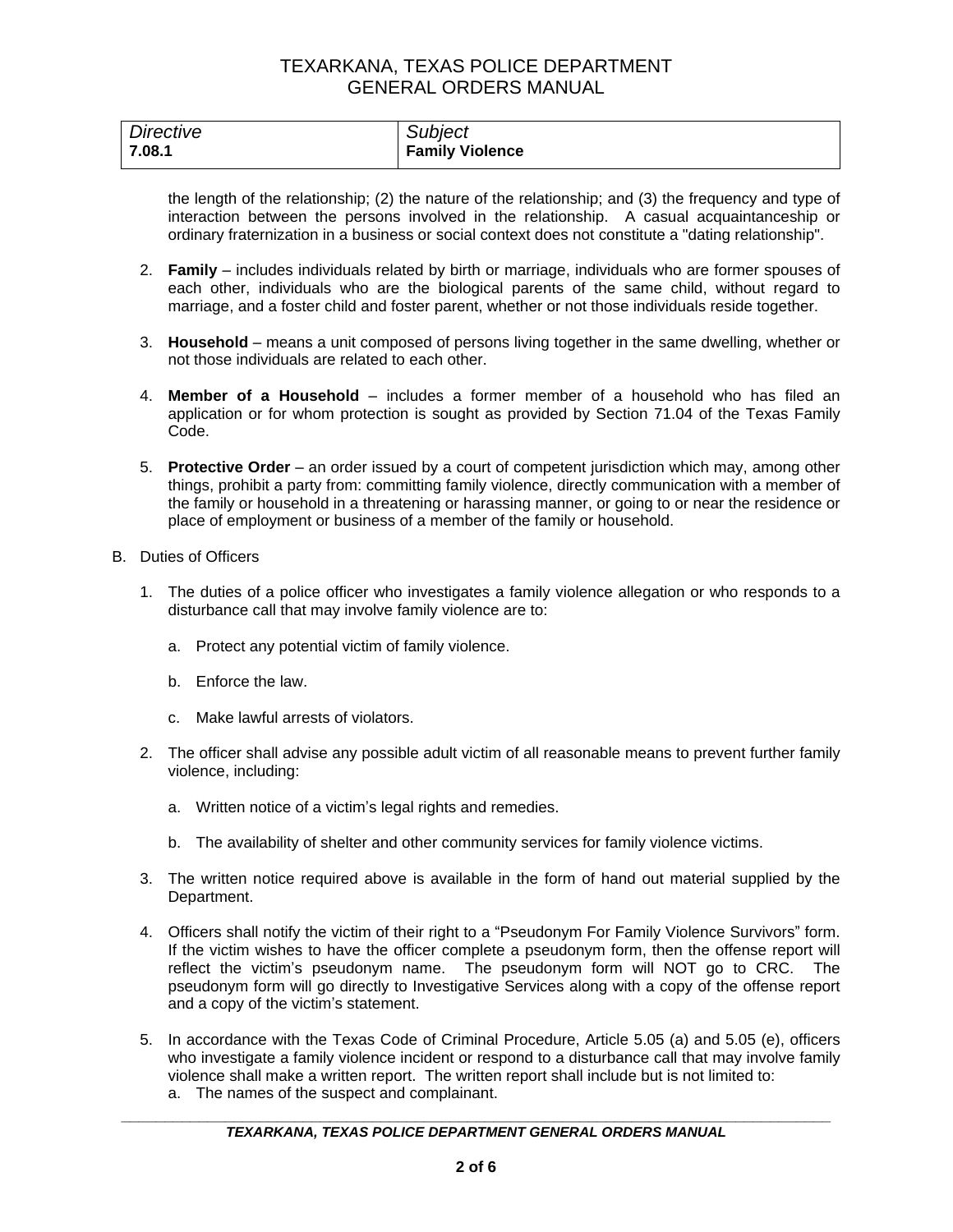| Directive | Subject |
|---|---|
| 7.08.1 | Family Violence |

the length of the relationship; (2) the nature of the relationship; and (3) the frequency and type of interaction between the persons involved in the relationship. A casual acquaintanceship or ordinary fraternization in a business or social context does not constitute a "dating relationship".

2. **Family** – includes individuals related by birth or marriage, individuals who are former spouses of each other, individuals who are the biological parents of the same child, without regard to marriage, and a foster child and foster parent, whether or not those individuals reside together.

3. **Household** – means a unit composed of persons living together in the same dwelling, whether or not those individuals are related to each other.

4. **Member of a Household** – includes a former member of a household who has filed an application or for whom protection is sought as provided by Section 71.04 of the Texas Family Code.

5. **Protective Order** – an order issued by a court of competent jurisdiction which may, among other things, prohibit a party from: committing family violence, directly communication with a member of the family or household in a threatening or harassing manner, or going to or near the residence or place of employment or business of a member of the family or household.

B. Duties of Officers

1. The duties of a police officer who investigates a family violence allegation or who responds to a disturbance call that may involve family violence are to:

   a. Protect any potential victim of family violence.

   b. Enforce the law.

   c. Make lawful arrests of violators.

2. The officer shall advise any possible adult victim of all reasonable means to prevent further family violence, including:

   a. Written notice of a victim's legal rights and remedies.

   b. The availability of shelter and other community services for family violence victims.

3. The written notice required above is available in the form of hand out material supplied by the Department.

4. Officers shall notify the victim of their right to a "Pseudonym For Family Violence Survivors" form. If the victim wishes to have the officer complete a pseudonym form, then the offense report will reflect the victim's pseudonym name. The pseudonym form will NOT go to CRC. The pseudonym form will go directly to Investigative Services along with a copy of the offense report and a copy of the victim's statement.

5. In accordance with the Texas Code of Criminal Procedure, Article 5.05 (a) and 5.05 (e), officers who investigate a family violence incident or respond to a disturbance call that may involve family violence shall make a written report. The written report shall include but is not limited to:

   a. The names of the suspect and complainant.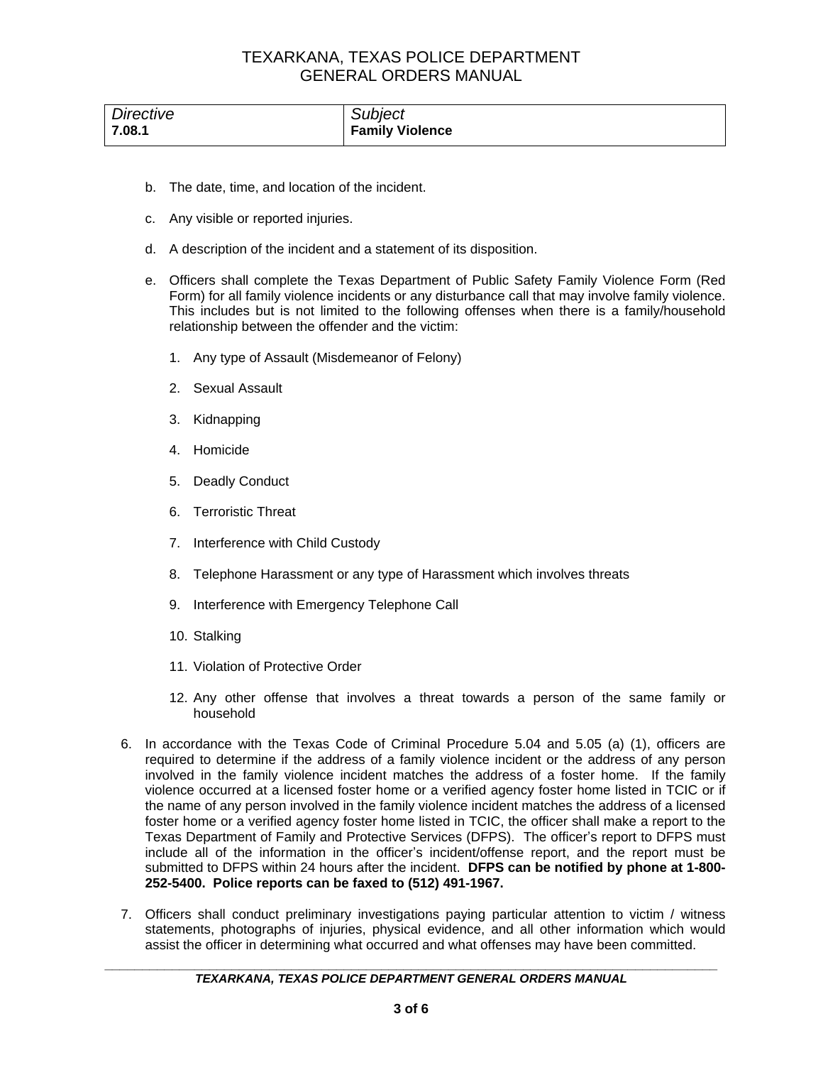| *Directive* | *Subject* |
| --- | --- |
| **7.08.1** | **Family Violence** |

b. The date, time, and location of the incident.

c. Any visible or reported injuries.

d. A description of the incident and a statement of its disposition.

e. Officers shall complete the Texas Department of Public Safety Family Violence Form (Red Form) for all family violence incidents or any disturbance call that may involve family violence. This includes but is not limited to the following offenses when there is a family/household relationship between the offender and the victim:

   1. Any type of Assault (Misdemeanor of Felony)

   2. Sexual Assault

   3. Kidnapping

   4. Homicide

   5. Deadly Conduct

   6. Terroristic Threat

   7. Interference with Child Custody

   8. Telephone Harassment or any type of Harassment which involves threats

   9. Interference with Emergency Telephone Call

   10. Stalking

   11. Violation of Protective Order

   12. Any other offense that involves a threat towards a person of the same family or household

6. In accordance with the Texas Code of Criminal Procedure 5.04 and 5.05 (a) (1), officers are required to determine if the address of a family violence incident or the address of any person involved in the family violence incident matches the address of a foster home. If the family violence occurred at a licensed foster home or a verified agency foster home listed in TCIC or if the name of any person involved in the family violence incident matches the address of a licensed foster home or a verified agency foster home listed in TCIC, the officer shall make a report to the Texas Department of Family and Protective Services (DFPS). The officer's report to DFPS must include all of the information in the officer's incident/offense report, and the report must be submitted to DFPS within 24 hours after the incident. **DFPS can be notified by phone at 1-800-252-5400. Police reports can be faxed to (512) 491-1967.**

7. Officers shall conduct preliminary investigations paying particular attention to victim / witness statements, photographs of injuries, physical evidence, and all other information which would assist the officer in determining what occurred and what offenses may have been committed.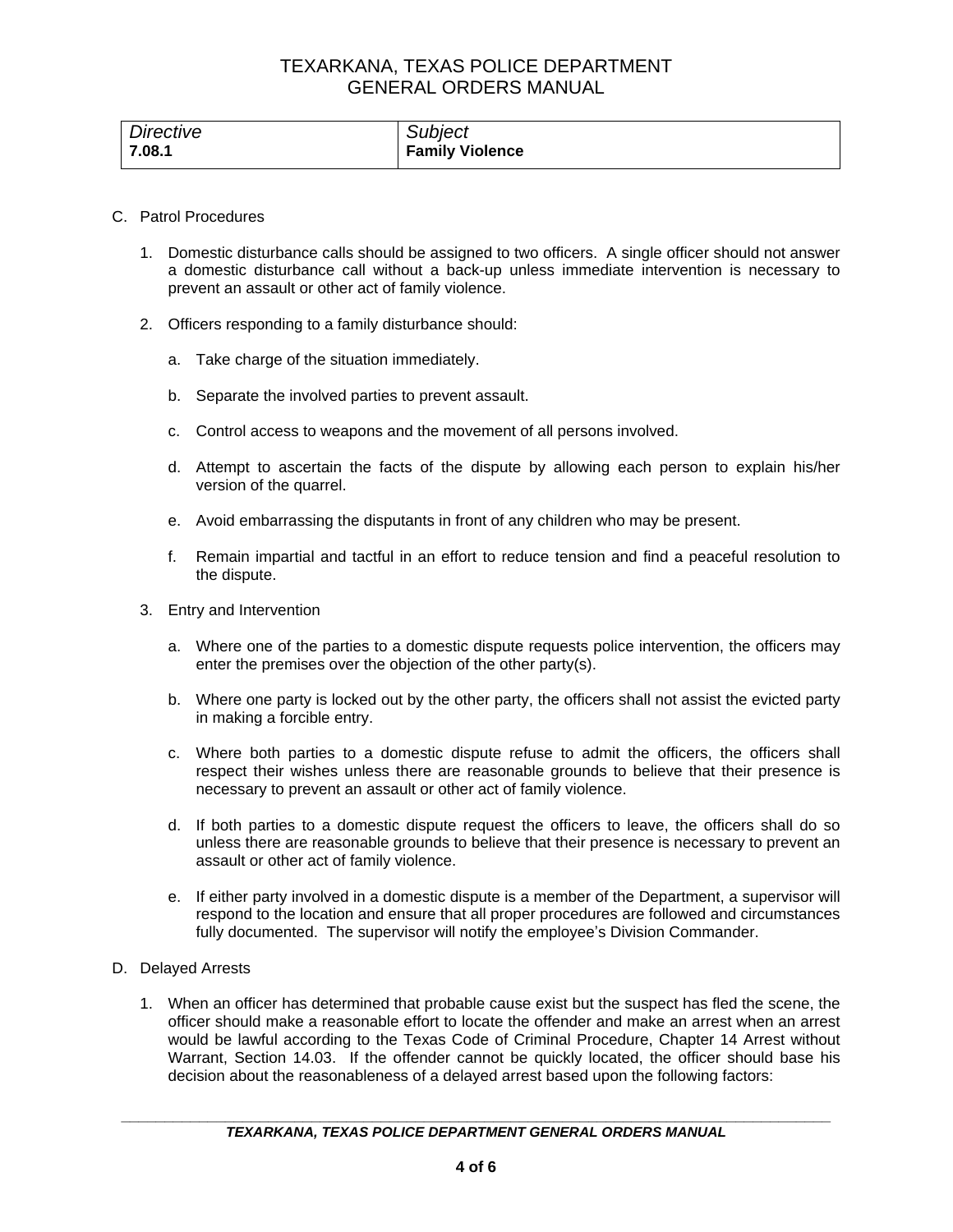| *Directive* | *Subject* |
|---|---|
| **7.08.1** | **Family Violence** |

C. Patrol Procedures

1. Domestic disturbance calls should be assigned to two officers. A single officer should not answer a domestic disturbance call without a back-up unless immediate intervention is necessary to prevent an assault or other act of family violence.

2. Officers responding to a family disturbance should:

    a. Take charge of the situation immediately.

    b. Separate the involved parties to prevent assault.

    c. Control access to weapons and the movement of all persons involved.

    d. Attempt to ascertain the facts of the dispute by allowing each person to explain his/her version of the quarrel.

    e. Avoid embarrassing the disputants in front of any children who may be present.

    f. Remain impartial and tactful in an effort to reduce tension and find a peaceful resolution to the dispute.

3. Entry and Intervention

    a. Where one of the parties to a domestic dispute requests police intervention, the officers may enter the premises over the objection of the other party(s).

    b. Where one party is locked out by the other party, the officers shall not assist the evicted party in making a forcible entry.

    c. Where both parties to a domestic dispute refuse to admit the officers, the officers shall respect their wishes unless there are reasonable grounds to believe that their presence is necessary to prevent an assault or other act of family violence.

    d. If both parties to a domestic dispute request the officers to leave, the officers shall do so unless there are reasonable grounds to believe that their presence is necessary to prevent an assault or other act of family violence.

    e. If either party involved in a domestic dispute is a member of the Department, a supervisor will respond to the location and ensure that all proper procedures are followed and circumstances fully documented. The supervisor will notify the employee's Division Commander.

D. Delayed Arrests

1. When an officer has determined that probable cause exist but the suspect has fled the scene, the officer should make a reasonable effort to locate the offender and make an arrest when an arrest would be lawful according to the Texas Code of Criminal Procedure, Chapter 14 Arrest without Warrant, Section 14.03. If the offender cannot be quickly located, the officer should base his decision about the reasonableness of a delayed arrest based upon the following factors: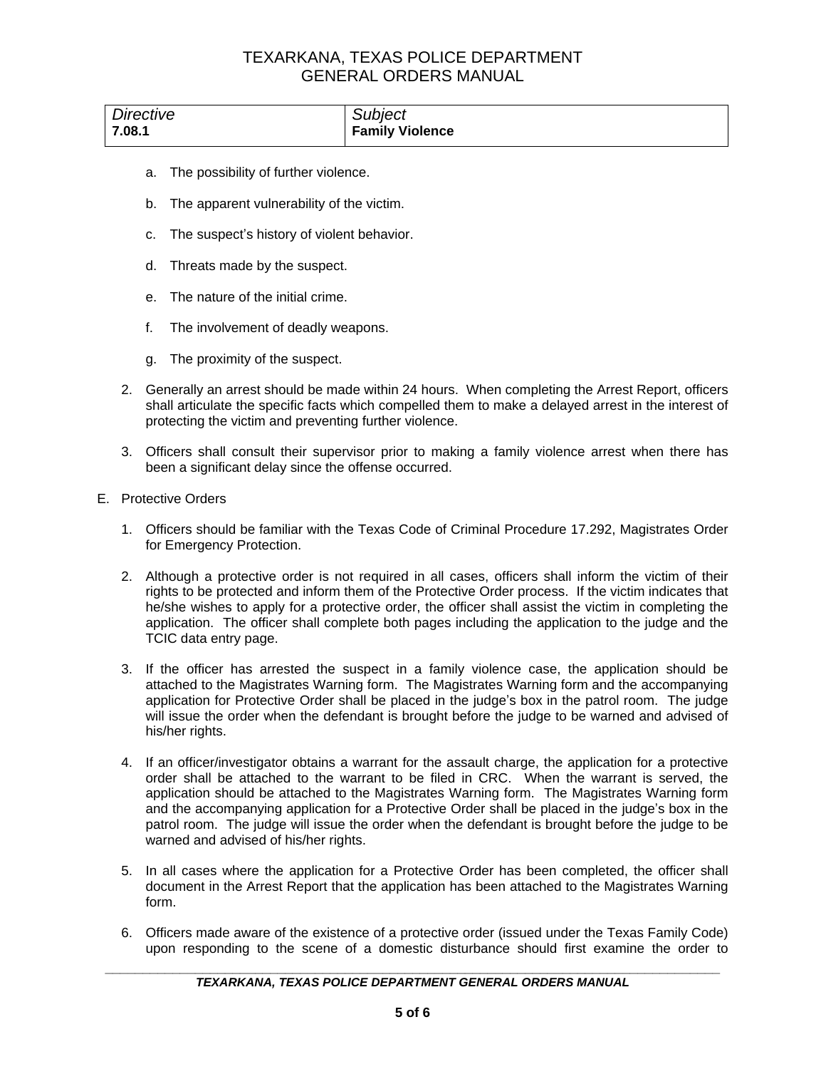| Directive | Subject |
| --- | --- |
| 7.08.1 | Family Violence |

a. The possibility of further violence.

b. The apparent vulnerability of the victim.

c. The suspect's history of violent behavior.

d. Threats made by the suspect.

e. The nature of the initial crime.

f. The involvement of deadly weapons.

g. The proximity of the suspect.

2. Generally an arrest should be made within 24 hours. When completing the Arrest Report, officers shall articulate the specific facts which compelled them to make a delayed arrest in the interest of protecting the victim and preventing further violence.

3. Officers shall consult their supervisor prior to making a family violence arrest when there has been a significant delay since the offense occurred.

E. Protective Orders

1. Officers should be familiar with the Texas Code of Criminal Procedure 17.292, Magistrates Order for Emergency Protection.

2. Although a protective order is not required in all cases, officers shall inform the victim of their rights to be protected and inform them of the Protective Order process. If the victim indicates that he/she wishes to apply for a protective order, the officer shall assist the victim in completing the application. The officer shall complete both pages including the application to the judge and the TCIC data entry page.

3. If the officer has arrested the suspect in a family violence case, the application should be attached to the Magistrates Warning form. The Magistrates Warning form and the accompanying application for Protective Order shall be placed in the judge's box in the patrol room. The judge will issue the order when the defendant is brought before the judge to be warned and advised of his/her rights.

4. If an officer/investigator obtains a warrant for the assault charge, the application for a protective order shall be attached to the warrant to be filed in CRC. When the warrant is served, the application should be attached to the Magistrates Warning form. The Magistrates Warning form and the accompanying application for a Protective Order shall be placed in the judge's box in the patrol room. The judge will issue the order when the defendant is brought before the judge to be warned and advised of his/her rights.

5. In all cases where the application for a Protective Order has been completed, the officer shall document in the Arrest Report that the application has been attached to the Magistrates Warning form.

6. Officers made aware of the existence of a protective order (issued under the Texas Family Code) upon responding to the scene of a domestic disturbance should first examine the order to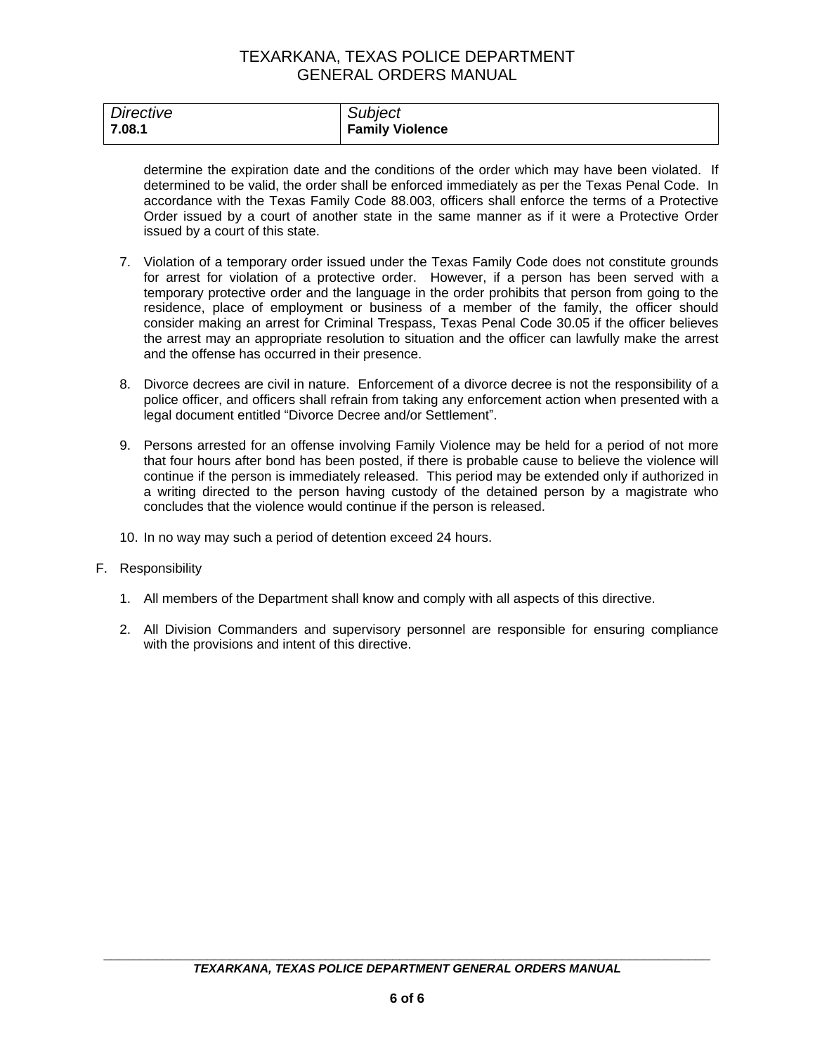| Directive | Subject |
|---|---|
| **7.08.1** | **Family Violence** |

determine the expiration date and the conditions of the order which may have been violated. If determined to be valid, the order shall be enforced immediately as per the Texas Penal Code. In accordance with the Texas Family Code 88.003, officers shall enforce the terms of a Protective Order issued by a court of another state in the same manner as if it were a Protective Order issued by a court of this state.

7. Violation of a temporary order issued under the Texas Family Code does not constitute grounds for arrest for violation of a protective order. However, if a person has been served with a temporary protective order and the language in the order prohibits that person from going to the residence, place of employment or business of a member of the family, the officer should consider making an arrest for Criminal Trespass, Texas Penal Code 30.05 if the officer believes the arrest may an appropriate resolution to situation and the officer can lawfully make the arrest and the offense has occurred in their presence.

8. Divorce decrees are civil in nature. Enforcement of a divorce decree is not the responsibility of a police officer, and officers shall refrain from taking any enforcement action when presented with a legal document entitled "Divorce Decree and/or Settlement".

9. Persons arrested for an offense involving Family Violence may be held for a period of not more that four hours after bond has been posted, if there is probable cause to believe the violence will continue if the person is immediately released. This period may be extended only if authorized in a writing directed to the person having custody of the detained person by a magistrate who concludes that the violence would continue if the person is released.

10. In no way may such a period of detention exceed 24 hours.

F. Responsibility

1. All members of the Department shall know and comply with all aspects of this directive.

2. All Division Commanders and supervisory personnel are responsible for ensuring compliance with the provisions and intent of this directive.